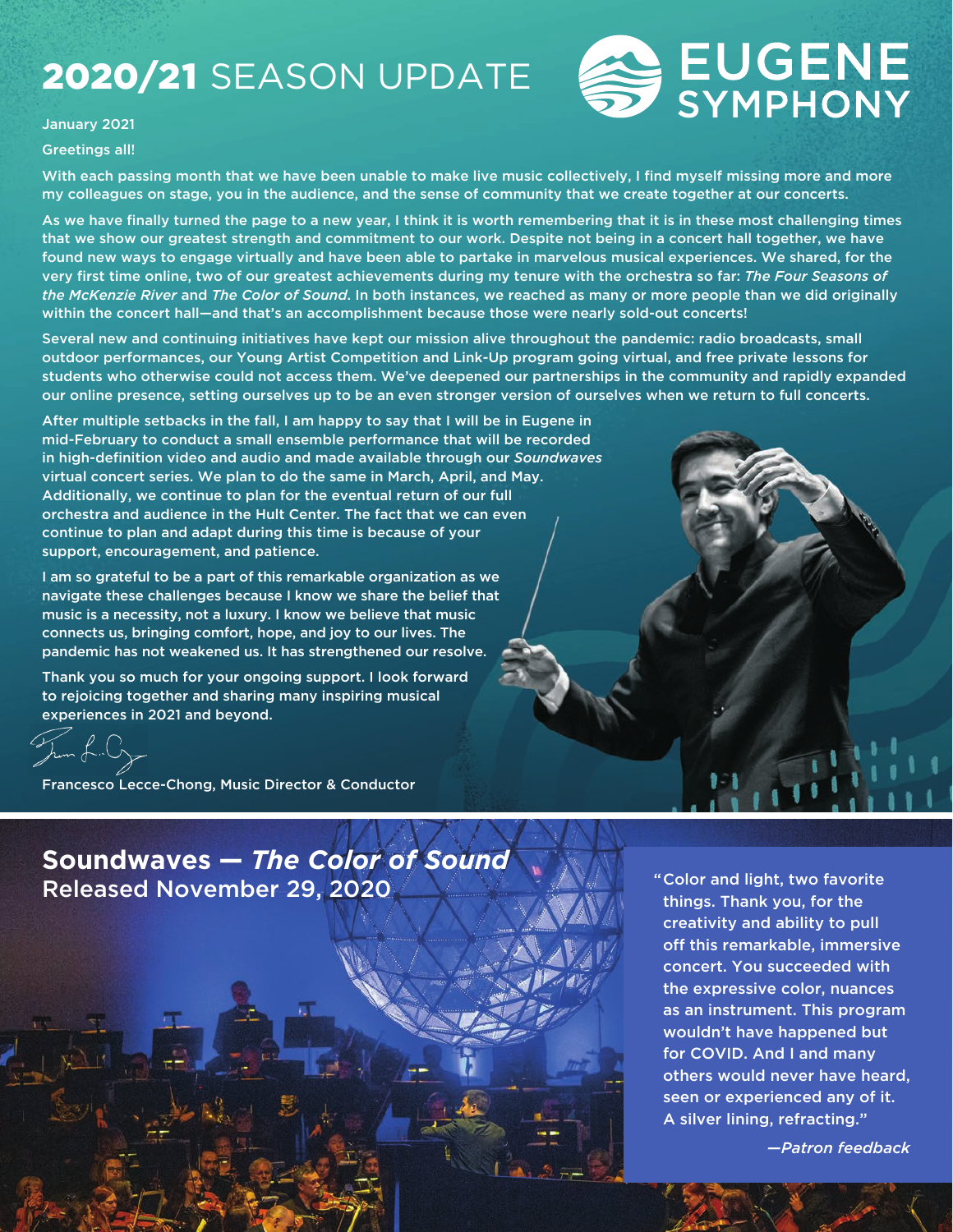# **2020/21** SEASON UPDATE

EUGENE SYMPHONY

January 2021

Greetings all!

With each passing month that we have been unable to make live music collectively, I find myself missing more and more my colleagues on stage, you in the audience, and the sense of community that we create together at our concerts.

As we have finally turned the page to a new year, I think it is worth remembering that it is in these most challenging times that we show our greatest strength and commitment to our work. Despite not being in a concert hall together, we have found new ways to engage virtually and have been able to partake in marvelous musical experiences. We shared, for the very first time online, two of our greatest achievements during my tenure with the orchestra so far: *The Four Seasons of the McKenzie River* and *The Color of Sound*. In both instances, we reached as many or more people than we did originally within the concert hall—and that's an accomplishment because those were nearly sold-out concerts!

Several new and continuing initiatives have kept our mission alive throughout the pandemic: radio broadcasts, small outdoor performances, our Young Artist Competition and Link-Up program going virtual, and free private lessons for students who otherwise could not access them. We've deepened our partnerships in the community and rapidly expanded our online presence, setting ourselves up to be an even stronger version of ourselves when we return to full concerts.

After multiple setbacks in the fall, I am happy to say that I will be in Eugene in mid-February to conduct a small ensemble performance that will be recorded in high-definition video and audio and made available through our *Soundwaves* virtual concert series. We plan to do the same in March, April, and May. Additionally, we continue to plan for the eventual return of our full orchestra and audience in the Hult Center. The fact that we can even continue to plan and adapt during this time is because of your support, encouragement, and patience.

I am so grateful to be a part of this remarkable organization as we navigate these challenges because I know we share the belief that music is a necessity, not a luxury. I know we believe that music connects us, bringing comfort, hope, and joy to our lives. The pandemic has not weakened us. It has strengthened our resolve.

Thank you so much for your ongoing support. I look forward to rejoicing together and sharing many inspiring musical experiences in 2021 and beyond.

Francesco Lecce-Chong, Music Director & Conductor

## **Soundwaves — *The Color of Sound***
Released November 29, 2020

"Color and light, two favorite things. Thank you, for the creativity and ability to pull off this remarkable, immersive concert. You succeeded with the expressive color, nuances as an instrument. This program wouldn't have happened but for COVID. And I and many others would never have heard, seen or experienced any of it. A silver lining, refracting."

*—Patron feedback*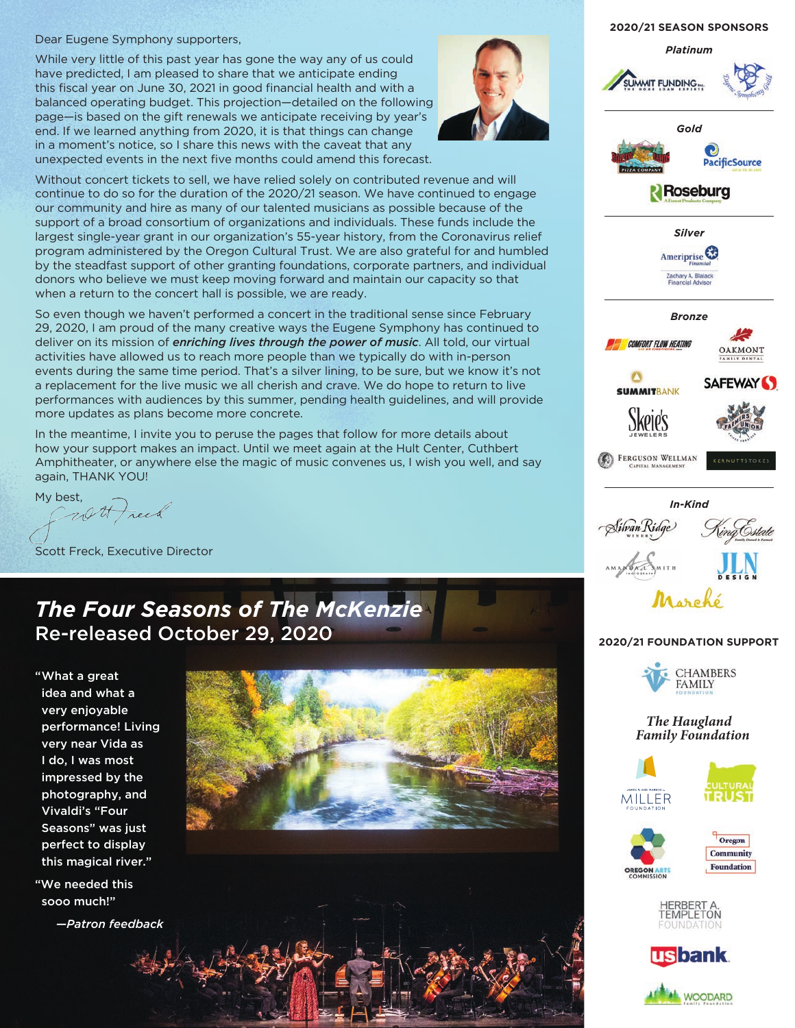Dear Eugene Symphony supporters,

While very little of this past year has gone the way any of us could have predicted, I am pleased to share that we anticipate ending this fiscal year on June 30, 2021 in good financial health and with a balanced operating budget. This projection—detailed on the following page—is based on the gift renewals we anticipate receiving by year's end. If we learned anything from 2020, it is that things can change in a moment's notice, so I share this news with the caveat that any unexpected events in the next five months could amend this forecast.

Without concert tickets to sell, we have relied solely on contributed revenue and will continue to do so for the duration of the 2020/21 season. We have continued to engage our community and hire as many of our talented musicians as possible because of the support of a broad consortium of organizations and individuals. These funds include the largest single-year grant in our organization's 55-year history, from the Coronavirus relief program administered by the Oregon Cultural Trust. We are also grateful for and humbled by the steadfast support of other granting foundations, corporate partners, and individual donors who believe we must keep moving forward and maintain our capacity so that when a return to the concert hall is possible, we are ready.

So even though we haven't performed a concert in the traditional sense since February 29, 2020, I am proud of the many creative ways the Eugene Symphony has continued to deliver on its mission of ***enriching lives through the power of music***. All told, our virtual activities have allowed us to reach more people than we typically do with in-person events during the same time period. That's a silver lining, to be sure, but we know it's not a replacement for the live music we all cherish and crave. We do hope to return to live performances with audiences by this summer, pending health guidelines, and will provide more updates as plans become more concrete.

In the meantime, I invite you to peruse the pages that follow for more details about how your support makes an impact. Until we meet again at the Hult Center, Cuthbert Amphitheater, or anywhere else the magic of music convenes us, I wish you well, and say again, THANK YOU!

My best,

Scott Freck, Executive Director

## *The Four Seasons of The McKenzie*
## Re-released October 29, 2020

"What a great idea and what a very enjoyable performance! Living very near Vida as I do, I was most impressed by the photography, and Vivaldi's "Four Seasons" was just perfect to display this magical river."

"We needed this sooo much!"

*—Patron feedback*

### 2020/21 SEASON SPONSORS

***Platinum***

Summit Funding Inc. · Eugene Symphony Guild

***Gold***

Sizzling Pizza Company · PacificSource · Roseburg

***Silver***

Ameriprise Financial — Zachary A. Blalack, Financial Advisor

***Bronze***

Comfort Flow Heating · Oakmont Family Dental · Summit Bank · Safeway · Skeie's Jewelers · Farmers Union · Ferguson Wellman Capital Management · Kernutt Stokes

***In-Kind***

Silvan Ridge Winery · King Estate · Amanda L. Smith Photography · JLN Design · Marché

### 2020/21 FOUNDATION SUPPORT

Chambers Family Foundation · The Haugland Family Foundation · James F. and Marion L. Miller Foundation · Cultural Trust · Oregon Arts Commission · Oregon Community Foundation · Herbert A. Templeton Foundation · US Bank · Woodard Family Foundation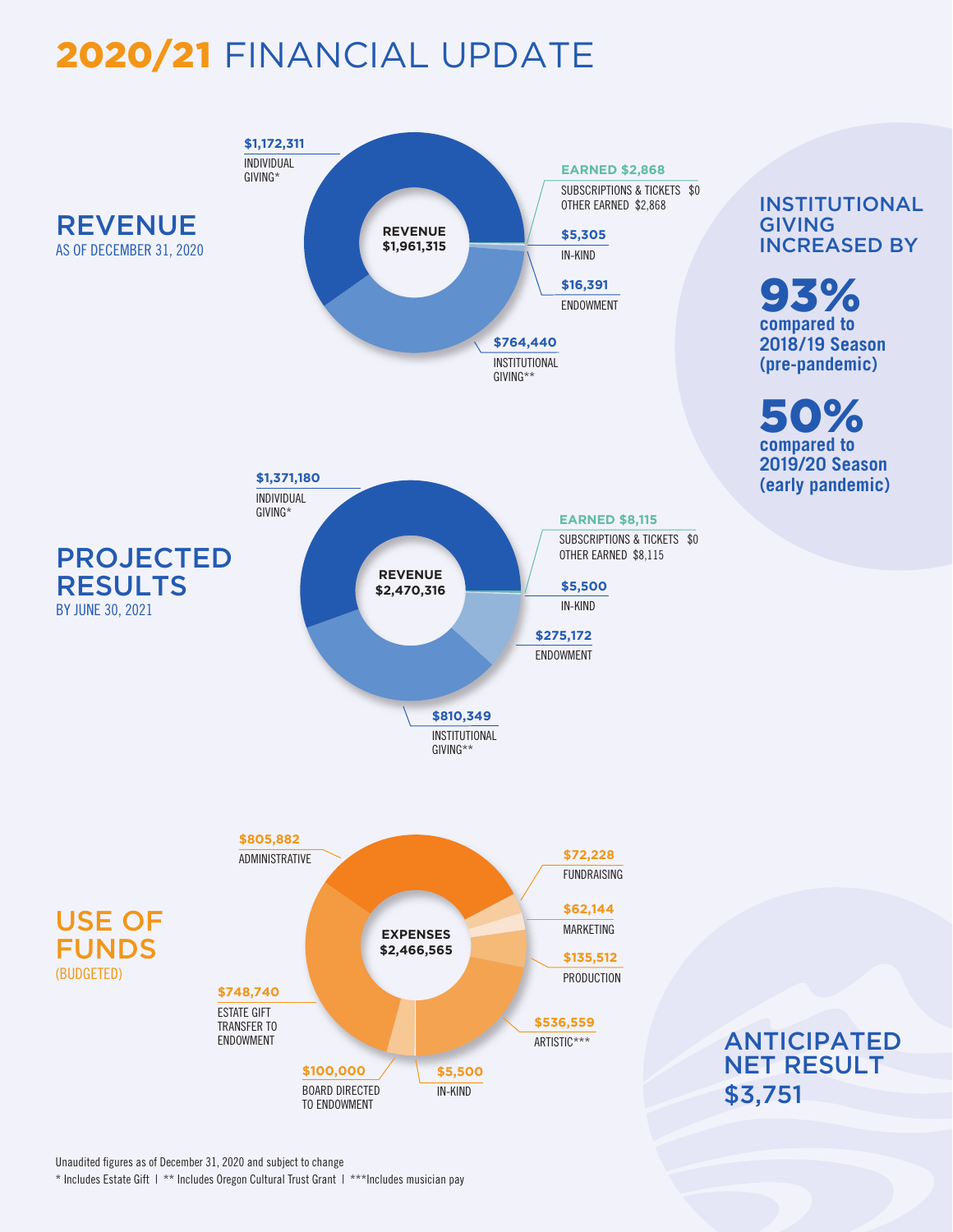# 2020/21 FINANCIAL UPDATE

## REVENUE
AS OF DECEMBER 31, 2020

**REVENUE $1,961,315**

- **$1,172,311** INDIVIDUAL GIVING*
- **EARNED $2,868**
  - SUBSCRIPTIONS & TICKETS $0
  - OTHER EARNED $2,868
- **$5,305** IN-KIND
- **$16,391** ENDOWMENT
- **$764,440** INSTITUTIONAL GIVING**

## INSTITUTIONAL GIVING INCREASED BY

**93%** compared to 2018/19 Season (pre-pandemic)

**50%** compared to 2019/20 Season (early pandemic)

## PROJECTED RESULTS
BY JUNE 30, 2021

**REVENUE $2,470,316**

- **$1,371,180** INDIVIDUAL GIVING*
- **EARNED $8,115**
  - SUBSCRIPTIONS & TICKETS $0
  - OTHER EARNED $8,115
- **$5,500** IN-KIND
- **$275,172** ENDOWMENT
- **$810,349** INSTITUTIONAL GIVING**

## USE OF FUNDS
(BUDGETED)

**EXPENSES $2,466,565**

- **$805,882** ADMINISTRATIVE
- **$72,228** FUNDRAISING
- **$62,144** MARKETING
- **$135,512** PRODUCTION
- **$536,559** ARTISTIC***
- **$5,500** IN-KIND
- **$100,000** BOARD DIRECTED TO ENDOWMENT
- **$748,740** ESTATE GIFT TRANSFER TO ENDOWMENT

## ANTICIPATED NET RESULT
**$3,751**

Unaudited figures as of December 31, 2020 and subject to change

* Includes Estate Gift | ** Includes Oregon Cultural Trust Grant | ***Includes musician pay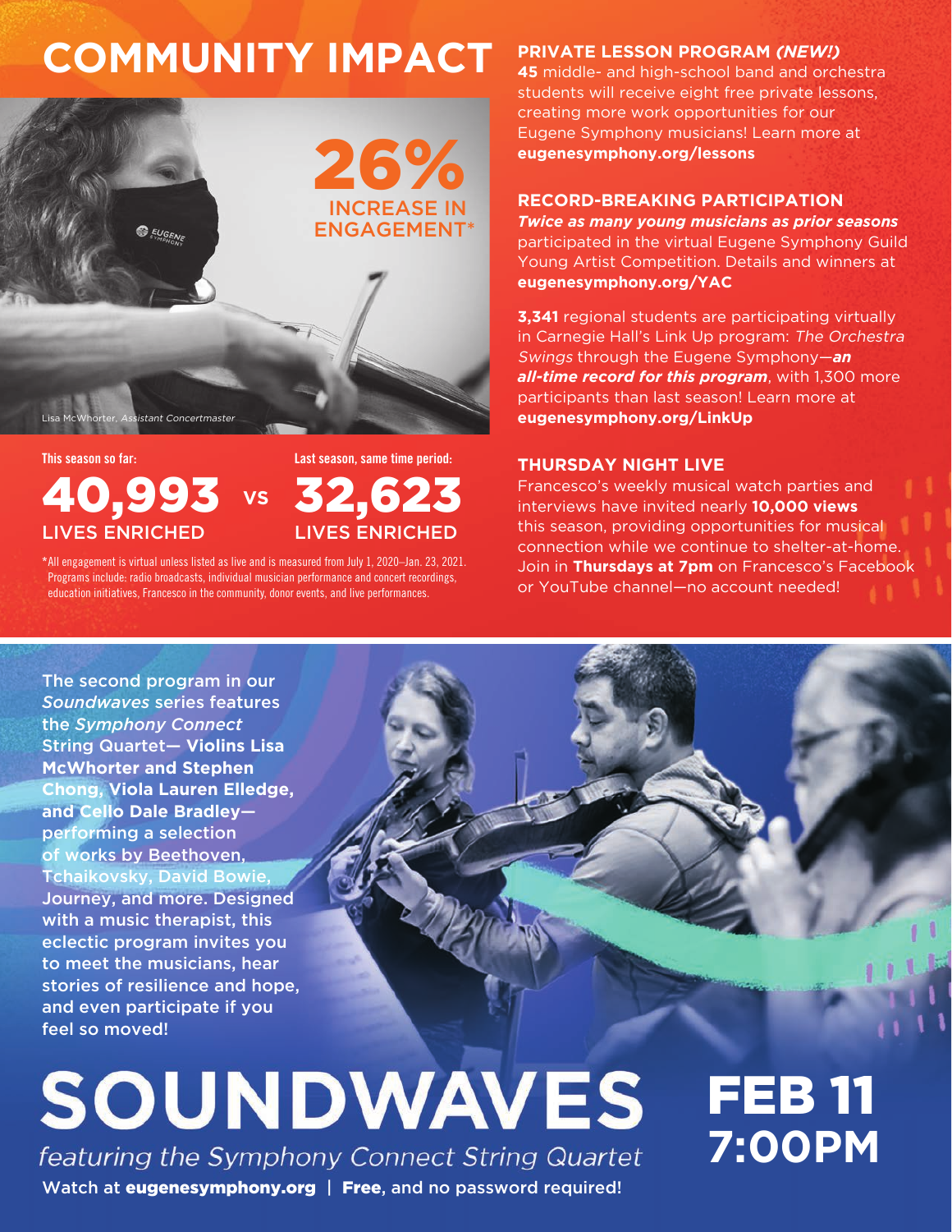# COMMUNITY IMPACT

**26%** INCREASE IN ENGAGEMENT*

Lisa McWhorter, *Assistant Concertmaster*

This season so far:

**40,993** LIVES ENRICHED

VS

Last season, same time period:

**32,623** LIVES ENRICHED

*All engagement is virtual unless listed as live and is measured from July 1, 2020–Jan. 23, 2021. Programs include: radio broadcasts, individual musician performance and concert recordings, education initiatives, Francesco in the community, donor events, and live performances.

## PRIVATE LESSON PROGRAM *(NEW!)*

**45** middle- and high-school band and orchestra students will receive eight free private lessons, creating more work opportunities for our Eugene Symphony musicians! Learn more at **eugenesymphony.org/lessons**

## RECORD-BREAKING PARTICIPATION

***Twice as many young musicians as prior seasons*** participated in the virtual Eugene Symphony Guild Young Artist Competition. Details and winners at **eugenesymphony.org/YAC**

**3,341** regional students are participating virtually in Carnegie Hall's Link Up program: *The Orchestra Swings* through the Eugene Symphony—***an all-time record for this program***, with 1,300 more participants than last season! Learn more at **eugenesymphony.org/LinkUp**

## THURSDAY NIGHT LIVE

Francesco's weekly musical watch parties and interviews have invited nearly **10,000 views** this season, providing opportunities for musical connection while we continue to shelter-at-home. Join in **Thursdays at 7pm** on Francesco's Facebook or YouTube channel—no account needed!

The second program in our *Soundwaves* series features the *Symphony Connect* String Quartet— **Violins Lisa McWhorter and Stephen Chong, Viola Lauren Elledge, and Cello Dale Bradley—** performing a selection of works by Beethoven, Tchaikovsky, David Bowie, Journey, and more. Designed with a music therapist, this eclectic program invites you to meet the musicians, hear stories of resilience and hope, and even participate if you feel so moved!

# SOUNDWAVES

*featuring the Symphony Connect String Quartet*

**FEB 11 7:00PM**

Watch at **eugenesymphony.org** | **Free**, and no password required!